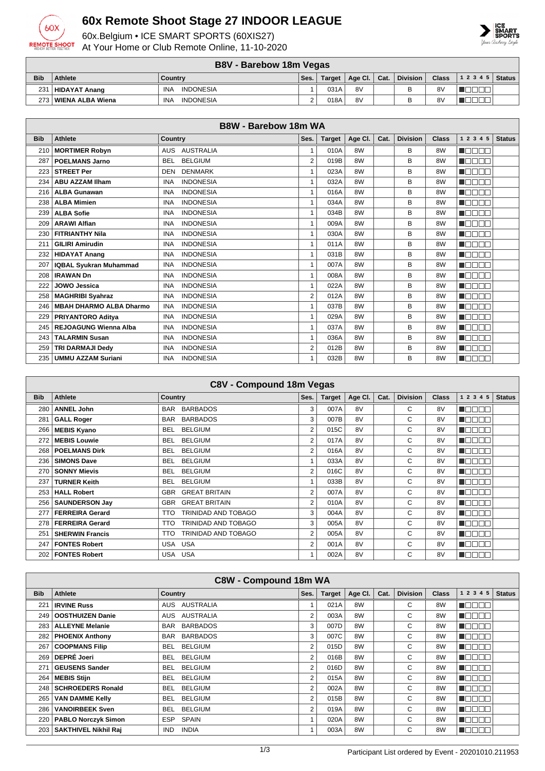# 60x Remote Shoot Stage 27 INDOOR LEAGUE

60x.Belgium • ICE SMART SPORTS (60XIS27)
At Your Home or Club Remote Online, 11-10-2020

## B8V - Barebow 18m Vegas

| Bib | Athlete | Country | Ses. | Target | Age Cl. | Cat. | Division | Class | 1 2 3 4 5 | Status |
|---|---|---|---|---|---|---|---|---|---|---|
| 231 | **HIDAYAT Anang** | INA INDONESIA | 1 | 031A | 8V | | B | 8V | | |
| 273 | **WIENA ALBA Wiena** | INA INDONESIA | 2 | 018A | 8V | | B | 8V | | |

## B8W - Barebow 18m WA

| Bib | Athlete | Country | Ses. | Target | Age Cl. | Cat. | Division | Class | 1 2 3 4 5 | Status |
|---|---|---|---|---|---|---|---|---|---|---|
| 210 | **MORTIMER Robyn** | AUS AUSTRALIA | 1 | 010A | 8W | | B | 8W | | |
| 287 | **POELMANS Jarno** | BEL BELGIUM | 2 | 019B | 8W | | B | 8W | | |
| 223 | **STREET Per** | DEN DENMARK | 1 | 023A | 8W | | B | 8W | | |
| 234 | **ABU AZZAM Ilham** | INA INDONESIA | 1 | 032A | 8W | | B | 8W | | |
| 216 | **ALBA Gunawan** | INA INDONESIA | 1 | 016A | 8W | | B | 8W | | |
| 238 | **ALBA Mimien** | INA INDONESIA | 1 | 034A | 8W | | B | 8W | | |
| 239 | **ALBA Sofie** | INA INDONESIA | 1 | 034B | 8W | | B | 8W | | |
| 209 | **ARAWI Alfian** | INA INDONESIA | 1 | 009A | 8W | | B | 8W | | |
| 230 | **FITRIANTHY Nila** | INA INDONESIA | 1 | 030A | 8W | | B | 8W | | |
| 211 | **GILIRI Amirudin** | INA INDONESIA | 1 | 011A | 8W | | B | 8W | | |
| 232 | **HIDAYAT Anang** | INA INDONESIA | 1 | 031B | 8W | | B | 8W | | |
| 207 | **IQBAL Syukran Muhammad** | INA INDONESIA | 1 | 007A | 8W | | B | 8W | | |
| 208 | **IRAWAN Dn** | INA INDONESIA | 1 | 008A | 8W | | B | 8W | | |
| 222 | **JOWO Jessica** | INA INDONESIA | 1 | 022A | 8W | | B | 8W | | |
| 258 | **MAGHRIBI Syahraz** | INA INDONESIA | 2 | 012A | 8W | | B | 8W | | |
| 246 | **MBAH DHARMO ALBA Dharmo** | INA INDONESIA | 1 | 037B | 8W | | B | 8W | | |
| 229 | **PRIYANTORO Aditya** | INA INDONESIA | 1 | 029A | 8W | | B | 8W | | |
| 245 | **REJOAGUNG Wienna Alba** | INA INDONESIA | 1 | 037A | 8W | | B | 8W | | |
| 243 | **TALARMIN Susan** | INA INDONESIA | 1 | 036A | 8W | | B | 8W | | |
| 259 | **TRI DARMAJI Dedy** | INA INDONESIA | 2 | 012B | 8W | | B | 8W | | |
| 235 | **UMMU AZZAM Suriani** | INA INDONESIA | 1 | 032B | 8W | | B | 8W | | |

## C8V - Compound 18m Vegas

| Bib | Athlete | Country | Ses. | Target | Age Cl. | Cat. | Division | Class | 1 2 3 4 5 | Status |
|---|---|---|---|---|---|---|---|---|---|---|
| 280 | **ANNEL John** | BAR BARBADOS | 3 | 007A | 8V | | C | 8V | | |
| 281 | **GALL Roger** | BAR BARBADOS | 3 | 007B | 8V | | C | 8V | | |
| 266 | **MEBIS Kyano** | BEL BELGIUM | 2 | 015C | 8V | | C | 8V | | |
| 272 | **MEBIS Louwie** | BEL BELGIUM | 2 | 017A | 8V | | C | 8V | | |
| 268 | **POELMANS Dirk** | BEL BELGIUM | 2 | 016A | 8V | | C | 8V | | |
| 236 | **SIMONS Dave** | BEL BELGIUM | 1 | 033A | 8V | | C | 8V | | |
| 270 | **SONNY Mievis** | BEL BELGIUM | 2 | 016C | 8V | | C | 8V | | |
| 237 | **TURNER Keith** | BEL BELGIUM | 1 | 033B | 8V | | C | 8V | | |
| 253 | **HALL Robert** | GBR GREAT BRITAIN | 2 | 007A | 8V | | C | 8V | | |
| 256 | **SAUNDERSON Jay** | GBR GREAT BRITAIN | 2 | 010A | 8V | | C | 8V | | |
| 277 | **FERREIRA Gerard** | TTO TRINIDAD AND TOBAGO | 3 | 004A | 8V | | C | 8V | | |
| 278 | **FERREIRA Gerard** | TTO TRINIDAD AND TOBAGO | 3 | 005A | 8V | | C | 8V | | |
| 251 | **SHERWIN Francis** | TTO TRINIDAD AND TOBAGO | 2 | 005A | 8V | | C | 8V | | |
| 247 | **FONTES Robert** | USA USA | 2 | 001A | 8V | | C | 8V | | |
| 202 | **FONTES Robert** | USA USA | 1 | 002A | 8V | | C | 8V | | |

## C8W - Compound 18m WA

| Bib | Athlete | Country | Ses. | Target | Age Cl. | Cat. | Division | Class | 1 2 3 4 5 | Status |
|---|---|---|---|---|---|---|---|---|---|---|
| 221 | **IRVINE Russ** | AUS AUSTRALIA | 1 | 021A | 8W | | C | 8W | | |
| 249 | **OOSTHUIZEN Danie** | AUS AUSTRALIA | 2 | 003A | 8W | | C | 8W | | |
| 283 | **ALLEYNE Melanie** | BAR BARBADOS | 3 | 007D | 8W | | C | 8W | | |
| 282 | **PHOENIX Anthony** | BAR BARBADOS | 3 | 007C | 8W | | C | 8W | | |
| 267 | **COOPMANS Filip** | BEL BELGIUM | 2 | 015D | 8W | | C | 8W | | |
| 269 | **DEPRÉ Joeri** | BEL BELGIUM | 2 | 016B | 8W | | C | 8W | | |
| 271 | **GEUSENS Sander** | BEL BELGIUM | 2 | 016D | 8W | | C | 8W | | |
| 264 | **MEBIS Stijn** | BEL BELGIUM | 2 | 015A | 8W | | C | 8W | | |
| 248 | **SCHROEDERS Ronald** | BEL BELGIUM | 2 | 002A | 8W | | C | 8W | | |
| 265 | **VAN DAMME Kelly** | BEL BELGIUM | 2 | 015B | 8W | | C | 8W | | |
| 286 | **VANOIRBEEK Sven** | BEL BELGIUM | 2 | 019A | 8W | | C | 8W | | |
| 220 | **PABLO Norczyk Simon** | ESP SPAIN | 1 | 020A | 8W | | C | 8W | | |
| 203 | **SAKTHIVEL Nikhil Raj** | IND INDIA | 1 | 003A | 8W | | C | 8W | | |

Participant List ordered by Event - 20201010.211953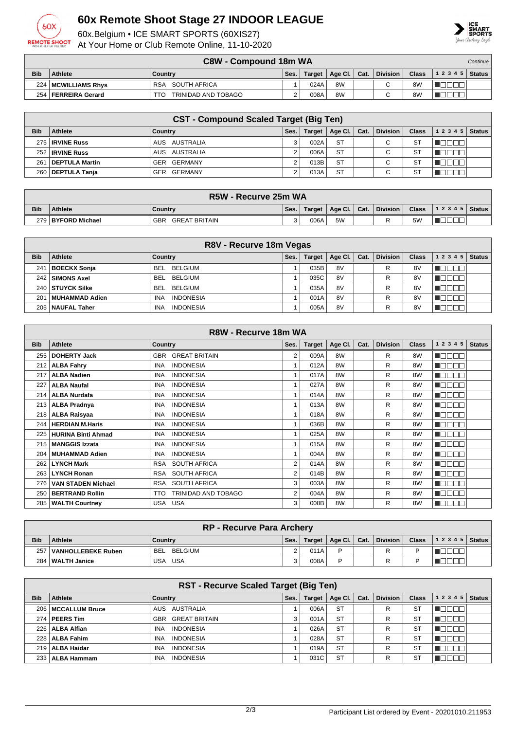# 60x Remote Shoot Stage 27 INDOOR LEAGUE

60x.Belgium • ICE SMART SPORTS (60XIS27)
At Your Home or Club Remote Online, 11-10-2020

## C8W - Compound 18m WA

*Continue*

| Bib | Athlete | Country | Ses. | Target | Age Cl. | Cat. | Division | Class | 1 2 3 4 5 | Status |
|---|---|---|---|---|---|---|---|---|---|---|
| 224 | **MCWILLIAMS Rhys** | RSA SOUTH AFRICA | 1 | 024A | 8W | | C | 8W | | |
| 254 | **FERREIRA Gerard** | TTO TRINIDAD AND TOBAGO | 2 | 008A | 8W | | C | 8W | | |

## CST - Compound Scaled Target (Big Ten)

| Bib | Athlete | Country | Ses. | Target | Age Cl. | Cat. | Division | Class | 1 2 3 4 5 | Status |
|---|---|---|---|---|---|---|---|---|---|---|
| 275 | **IRVINE Russ** | AUS AUSTRALIA | 3 | 002A | ST | | C | ST | | |
| 252 | **IRVINE Russ** | AUS AUSTRALIA | 2 | 006A | ST | | C | ST | | |
| 261 | **DEPTULA Martin** | GER GERMANY | 2 | 013B | ST | | C | ST | | |
| 260 | **DEPTULA Tanja** | GER GERMANY | 2 | 013A | ST | | C | ST | | |

## R5W - Recurve 25m WA

| Bib | Athlete | Country | Ses. | Target | Age Cl. | Cat. | Division | Class | 1 2 3 4 5 | Status |
|---|---|---|---|---|---|---|---|---|---|---|
| 279 | **BYFORD Michael** | GBR GREAT BRITAIN | 3 | 006A | 5W | | R | 5W | | |

## R8V - Recurve 18m Vegas

| Bib | Athlete | Country | Ses. | Target | Age Cl. | Cat. | Division | Class | 1 2 3 4 5 | Status |
|---|---|---|---|---|---|---|---|---|---|---|
| 241 | **BOECKX Sonja** | BEL BELGIUM | 1 | 035B | 8V | | R | 8V | | |
| 242 | **SIMONS Axel** | BEL BELGIUM | 1 | 035C | 8V | | R | 8V | | |
| 240 | **STUYCK Silke** | BEL BELGIUM | 1 | 035A | 8V | | R | 8V | | |
| 201 | **MUHAMMAD Adien** | INA INDONESIA | 1 | 001A | 8V | | R | 8V | | |
| 205 | **NAUFAL Taher** | INA INDONESIA | 1 | 005A | 8V | | R | 8V | | |

## R8W - Recurve 18m WA

| Bib | Athlete | Country | Ses. | Target | Age Cl. | Cat. | Division | Class | 1 2 3 4 5 | Status |
|---|---|---|---|---|---|---|---|---|---|---|
| 255 | **DOHERTY Jack** | GBR GREAT BRITAIN | 2 | 009A | 8W | | R | 8W | | |
| 212 | **ALBA Fahry** | INA INDONESIA | 1 | 012A | 8W | | R | 8W | | |
| 217 | **ALBA Nadien** | INA INDONESIA | 1 | 017A | 8W | | R | 8W | | |
| 227 | **ALBA Naufal** | INA INDONESIA | 1 | 027A | 8W | | R | 8W | | |
| 214 | **ALBA Nurdafa** | INA INDONESIA | 1 | 014A | 8W | | R | 8W | | |
| 213 | **ALBA Pradnya** | INA INDONESIA | 1 | 013A | 8W | | R | 8W | | |
| 218 | **ALBA Raisyaa** | INA INDONESIA | 1 | 018A | 8W | | R | 8W | | |
| 244 | **HERDIAN M.Haris** | INA INDONESIA | 1 | 036B | 8W | | R | 8W | | |
| 225 | **HURINA Binti Ahmad** | INA INDONESIA | 1 | 025A | 8W | | R | 8W | | |
| 215 | **MANGGIS Izzata** | INA INDONESIA | 1 | 015A | 8W | | R | 8W | | |
| 204 | **MUHAMMAD Adien** | INA INDONESIA | 1 | 004A | 8W | | R | 8W | | |
| 262 | **LYNCH Mark** | RSA SOUTH AFRICA | 2 | 014A | 8W | | R | 8W | | |
| 263 | **LYNCH Ronan** | RSA SOUTH AFRICA | 2 | 014B | 8W | | R | 8W | | |
| 276 | **VAN STADEN Michael** | RSA SOUTH AFRICA | 3 | 003A | 8W | | R | 8W | | |
| 250 | **BERTRAND Rollin** | TTO TRINIDAD AND TOBAGO | 2 | 004A | 8W | | R | 8W | | |
| 285 | **WALTH Courtney** | USA USA | 3 | 008B | 8W | | R | 8W | | |

## RP - Recurve Para Archery

| Bib | Athlete | Country | Ses. | Target | Age Cl. | Cat. | Division | Class | 1 2 3 4 5 | Status |
|---|---|---|---|---|---|---|---|---|---|---|
| 257 | **VANHOLLEBEKE Ruben** | BEL BELGIUM | 2 | 011A | P | | R | P | | |
| 284 | **WALTH Janice** | USA USA | 3 | 008A | P | | R | P | | |

## RST - Recurve Scaled Target (Big Ten)

| Bib | Athlete | Country | Ses. | Target | Age Cl. | Cat. | Division | Class | 1 2 3 4 5 | Status |
|---|---|---|---|---|---|---|---|---|---|---|
| 206 | **MCCALLUM Bruce** | AUS AUSTRALIA | 1 | 006A | ST | | R | ST | | |
| 274 | **PEERS Tim** | GBR GREAT BRITAIN | 3 | 001A | ST | | R | ST | | |
| 226 | **ALBA Alfian** | INA INDONESIA | 1 | 026A | ST | | R | ST | | |
| 228 | **ALBA Fahim** | INA INDONESIA | 1 | 028A | ST | | R | ST | | |
| 219 | **ALBA Haidar** | INA INDONESIA | 1 | 019A | ST | | R | ST | | |
| 233 | **ALBA Hammam** | INA INDONESIA | 1 | 031C | ST | | R | ST | | |

Participant List ordered by Event - 20201010.211953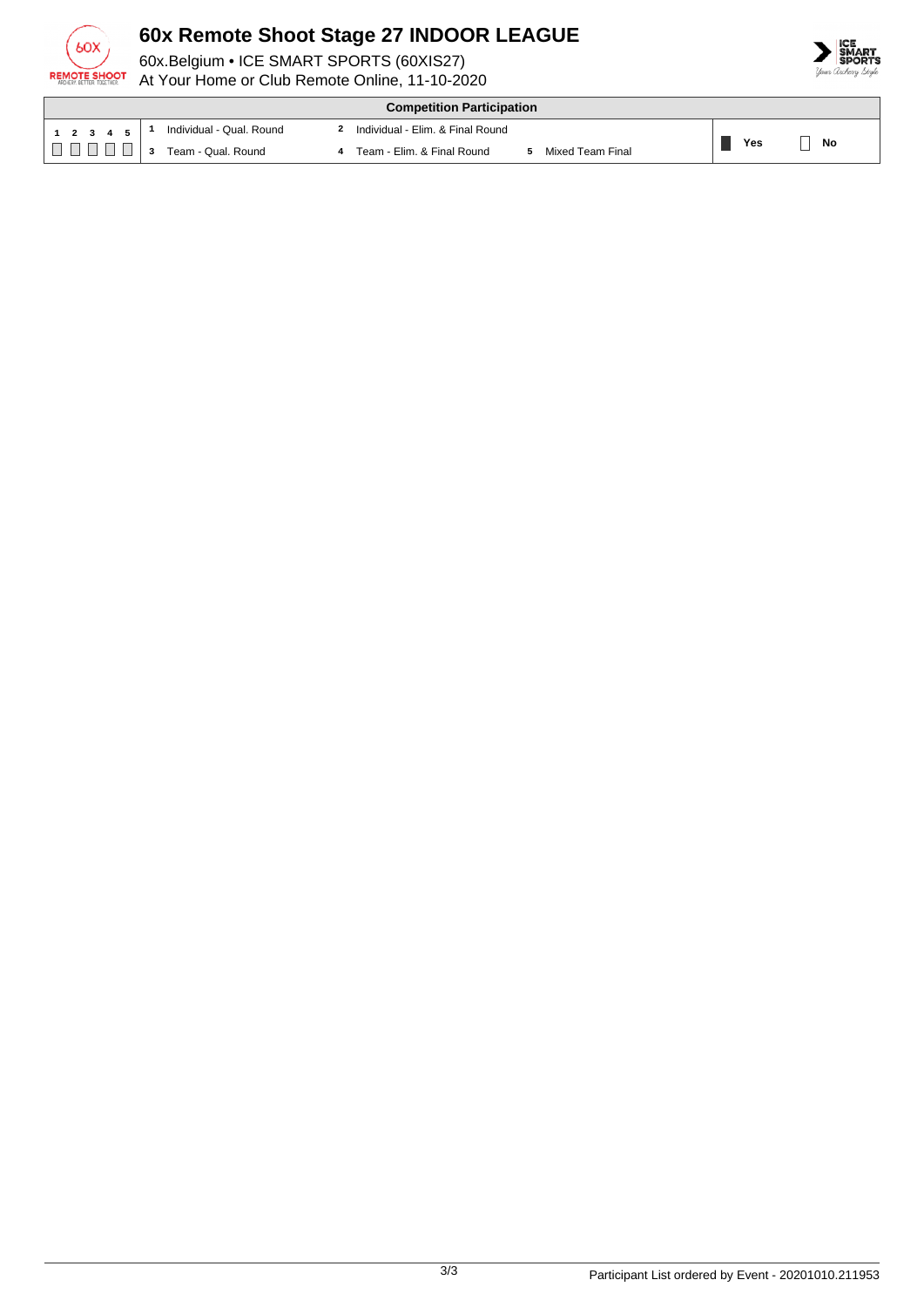# 60x Remote Shoot Stage 27 INDOOR LEAGUE

60x.Belgium • ICE SMART SPORTS (60XIS27)

At Your Home or Club Remote Online, 11-10-2020

| Competition Participation | | | | | | | |
|---|---|---|---|---|---|---|---|
| 1 2 3 4 5 | 1 | Individual - Qual. Round | 2 | Individual - Elim. & Final Round | | | Yes / No |
| | 3 | Team - Qual. Round | 4 | Team - Elim. & Final Round | 5 | Mixed Team Final | |

Participant List ordered by Event - 20201010.211953